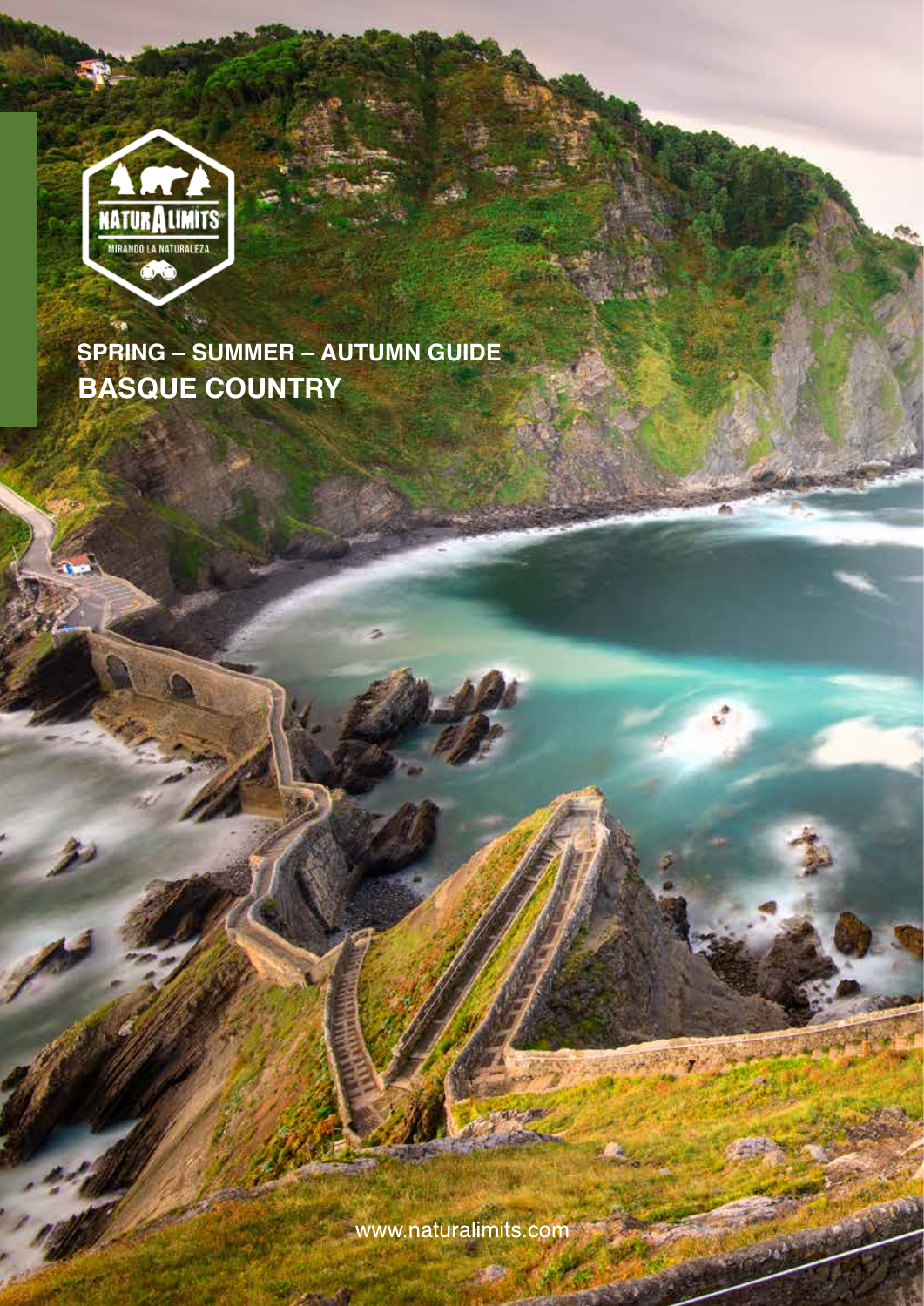NATURALIMITS
MIRANDO LA NATURALEZA

# SPRING – SUMMER – AUTUMN GUIDE
# BASQUE COUNTRY

www.naturalimits.com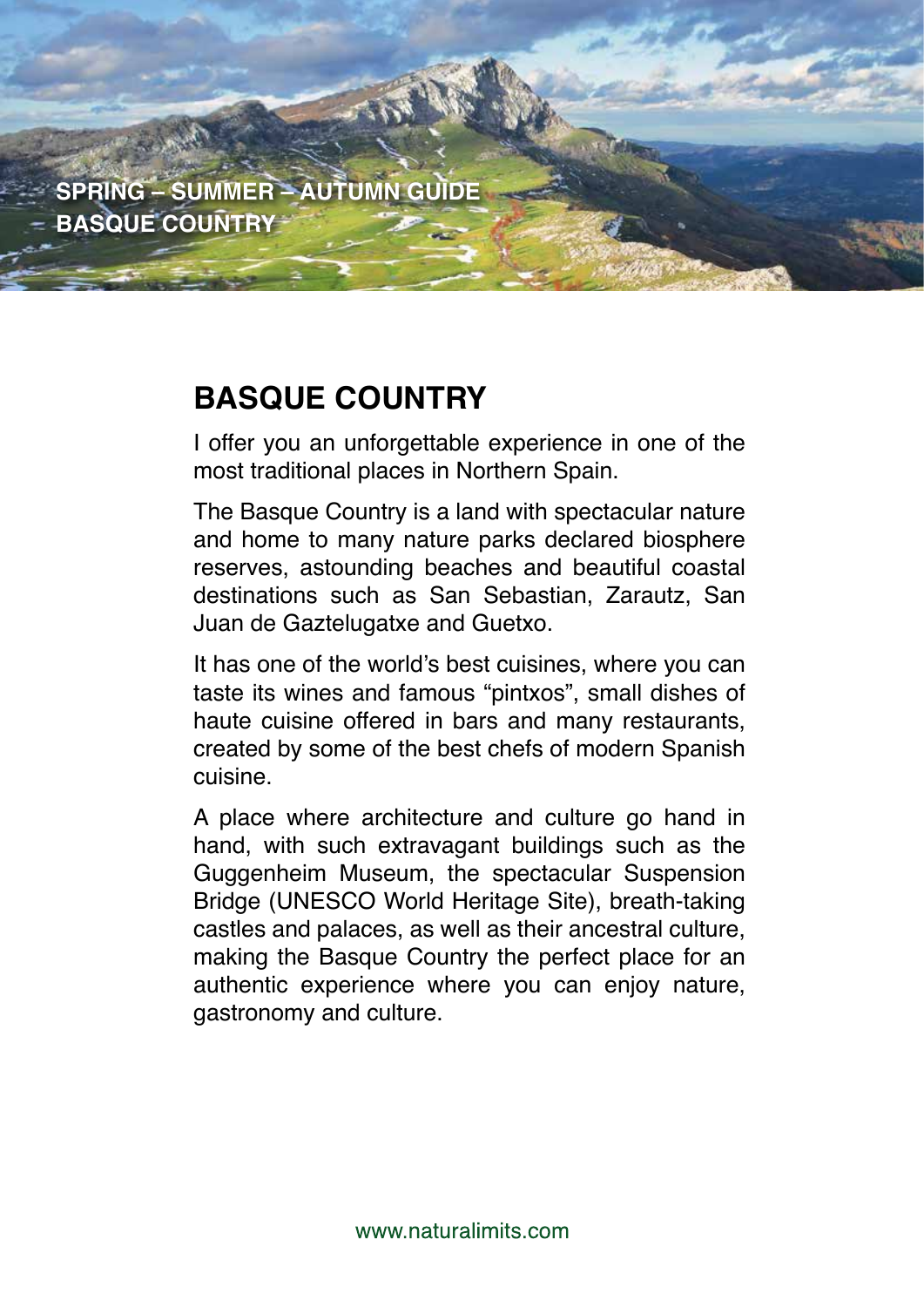SPRING – SUMMER – AUTUMN GUIDE
BASQUE COUNTRY

# BASQUE COUNTRY

I offer you an unforgettable experience in one of the most traditional places in Northern Spain.

The Basque Country is a land with spectacular nature and home to many nature parks declared biosphere reserves, astounding beaches and beautiful coastal destinations such as San Sebastian, Zarautz, San Juan de Gaztelugatxe and Guetxo.

It has one of the world's best cuisines, where you can taste its wines and famous "pintxos", small dishes of haute cuisine offered in bars and many restaurants, created by some of the best chefs of modern Spanish cuisine.

A place where architecture and culture go hand in hand, with such extravagant buildings such as the Guggenheim Museum, the spectacular Suspension Bridge (UNESCO World Heritage Site), breath-taking castles and palaces, as well as their ancestral culture, making the Basque Country the perfect place for an authentic experience where you can enjoy nature, gastronomy and culture.

www.naturalimits.com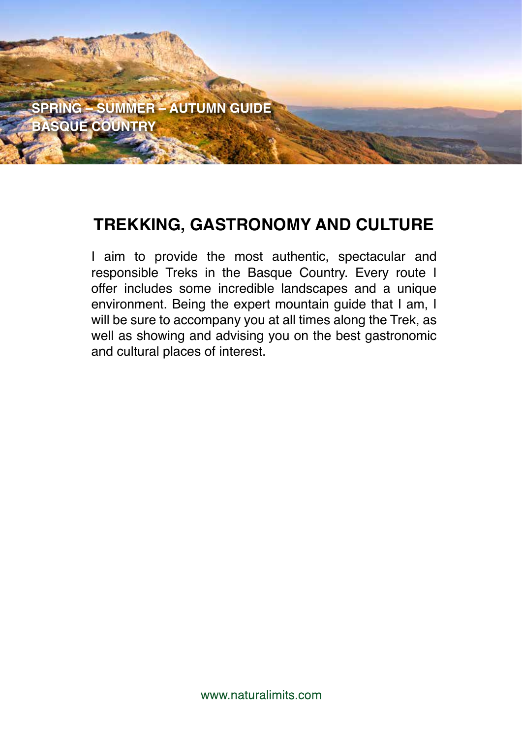SPRING – SUMMER – AUTUMN GUIDE
BASQUE COUNTRY

## TREKKING, GASTRONOMY AND CULTURE

I aim to provide the most authentic, spectacular and responsible Treks in the Basque Country. Every route I offer includes some incredible landscapes and a unique environment. Being the expert mountain guide that I am, I will be sure to accompany you at all times along the Trek, as well as showing and advising you on the best gastronomic and cultural places of interest.

www.naturalimits.com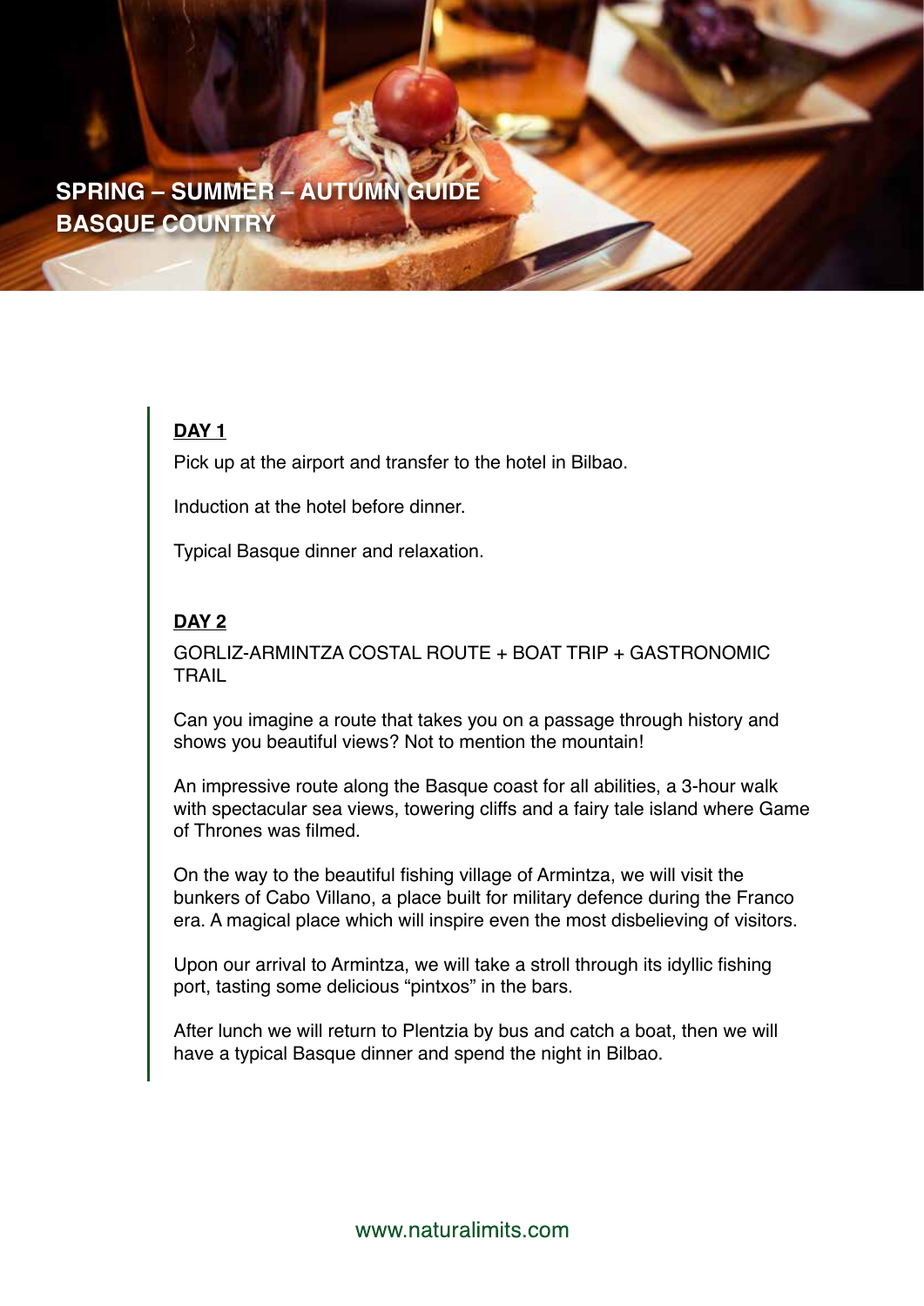# SPRING – SUMMER – AUTUMN GUIDE BASQUE COUNTRY

**DAY 1**

Pick up at the airport and transfer to the hotel in Bilbao.

Induction at the hotel before dinner.

Typical Basque dinner and relaxation.

**DAY 2**

GORLIZ-ARMINTZA COSTAL ROUTE + BOAT TRIP + GASTRONOMIC TRAIL

Can you imagine a route that takes you on a passage through history and shows you beautiful views? Not to mention the mountain!

An impressive route along the Basque coast for all abilities, a 3-hour walk with spectacular sea views, towering cliffs and a fairy tale island where Game of Thrones was filmed.

On the way to the beautiful fishing village of Armintza, we will visit the bunkers of Cabo Villano, a place built for military defence during the Franco era. A magical place which will inspire even the most disbelieving of visitors.

Upon our arrival to Armintza, we will take a stroll through its idyllic fishing port, tasting some delicious "pintxos" in the bars.

After lunch we will return to Plentzia by bus and catch a boat, then we will have a typical Basque dinner and spend the night in Bilbao.

www.naturalimits.com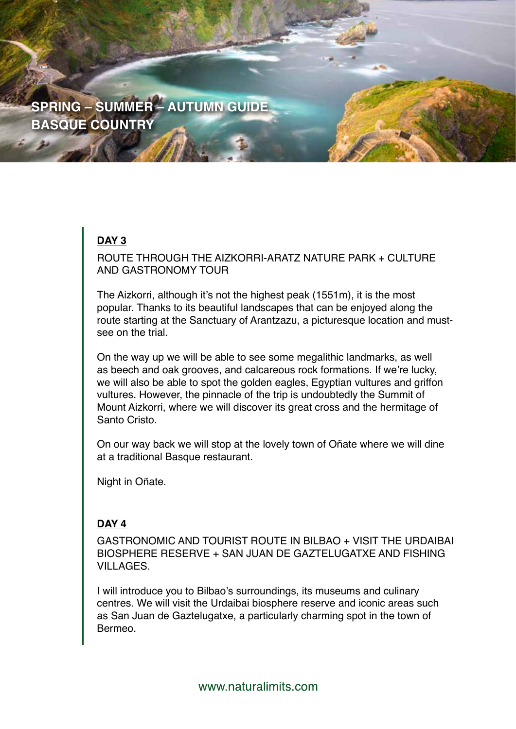SPRING – SUMMER – AUTUMN GUIDE
BASQUE COUNTRY

## DAY 3

ROUTE THROUGH THE AIZKORRI-ARATZ NATURE PARK + CULTURE AND GASTRONOMY TOUR

The Aizkorri, although it's not the highest peak (1551m), it is the most popular. Thanks to its beautiful landscapes that can be enjoyed along the route starting at the Sanctuary of Arantzazu, a picturesque location and must-see on the trial.

On the way up we will be able to see some megalithic landmarks, as well as beech and oak grooves, and calcareous rock formations. If we're lucky, we will also be able to spot the golden eagles, Egyptian vultures and griffon vultures. However, the pinnacle of the trip is undoubtedly the Summit of Mount Aizkorri, where we will discover its great cross and the hermitage of Santo Cristo.

On our way back we will stop at the lovely town of Oñate where we will dine at a traditional Basque restaurant.

Night in Oñate.

## DAY 4

GASTRONOMIC AND TOURIST ROUTE IN BILBAO + VISIT THE URDAIBAI BIOSPHERE RESERVE + SAN JUAN DE GAZTELUGATXE AND FISHING VILLAGES.

I will introduce you to Bilbao's surroundings, its museums and culinary centres. We will visit the Urdaibai biosphere reserve and iconic areas such as San Juan de Gaztelugatxe, a particularly charming spot in the town of Bermeo.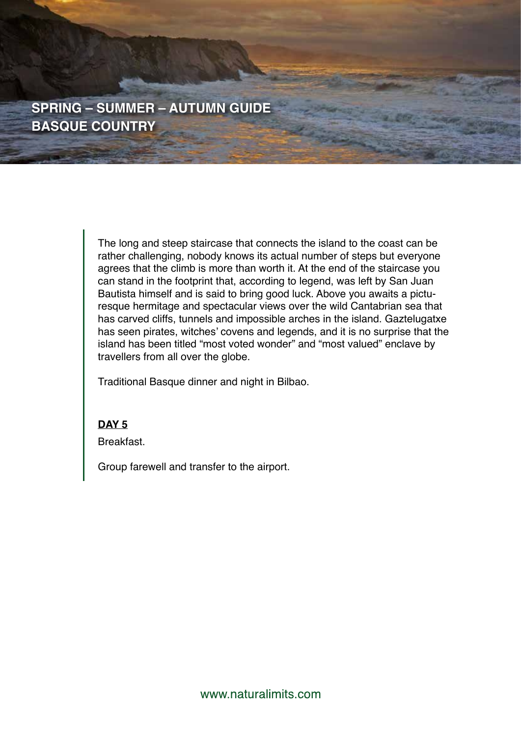The long and steep staircase that connects the island to the coast can be rather challenging, nobody knows its actual number of steps but everyone agrees that the climb is more than worth it. At the end of the staircase you can stand in the footprint that, according to legend, was left by San Juan Bautista himself and is said to bring good luck. Above you awaits a picturesque hermitage and spectacular views over the wild Cantabrian sea that has carved cliffs, tunnels and impossible arches in the island. Gaztelugatxe has seen pirates, witches' covens and legends, and it is no surprise that the island has been titled "most voted wonder" and "most valued" enclave by travellers from all over the globe.

Traditional Basque dinner and night in Bilbao.

**DAY 5**

Breakfast.

Group farewell and transfer to the airport.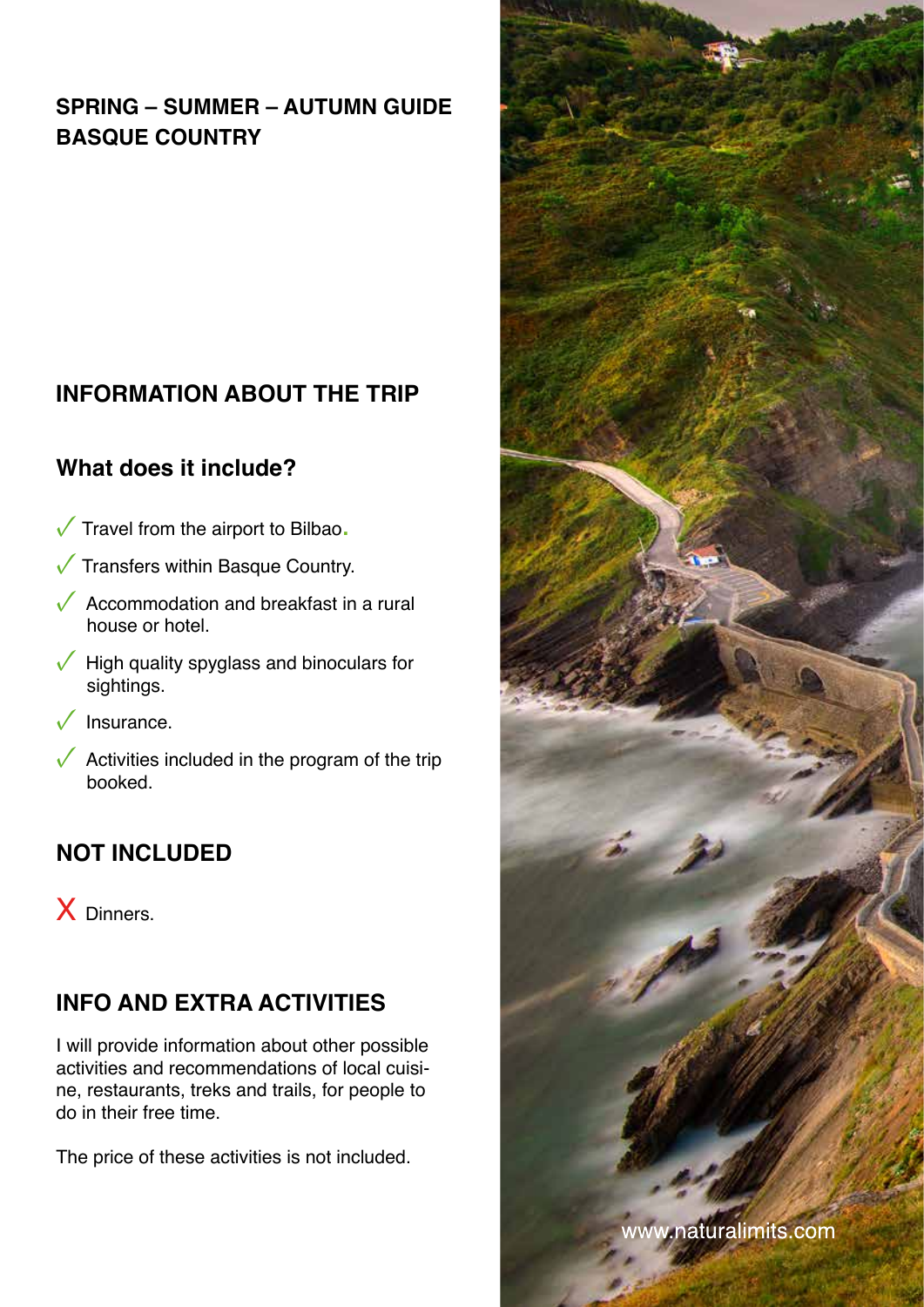**SPRING – SUMMER – AUTUMN GUIDE**
**BASQUE COUNTRY**

## INFORMATION ABOUT THE TRIP

### What does it include?

- ✓ Travel from the airport to Bilbao.
- ✓ Transfers within Basque Country.
- ✓ Accommodation and breakfast in a rural house or hotel.
- ✓ High quality spyglass and binoculars for sightings.
- ✓ Insurance.
- ✓ Activities included in the program of the trip booked.

## NOT INCLUDED

- X Dinners.

## INFO AND EXTRA ACTIVITIES

I will provide information about other possible activities and recommendations of local cuisine, restaurants, treks and trails, for people to do in their free time.

The price of these activities is not included.

www.naturalimits.com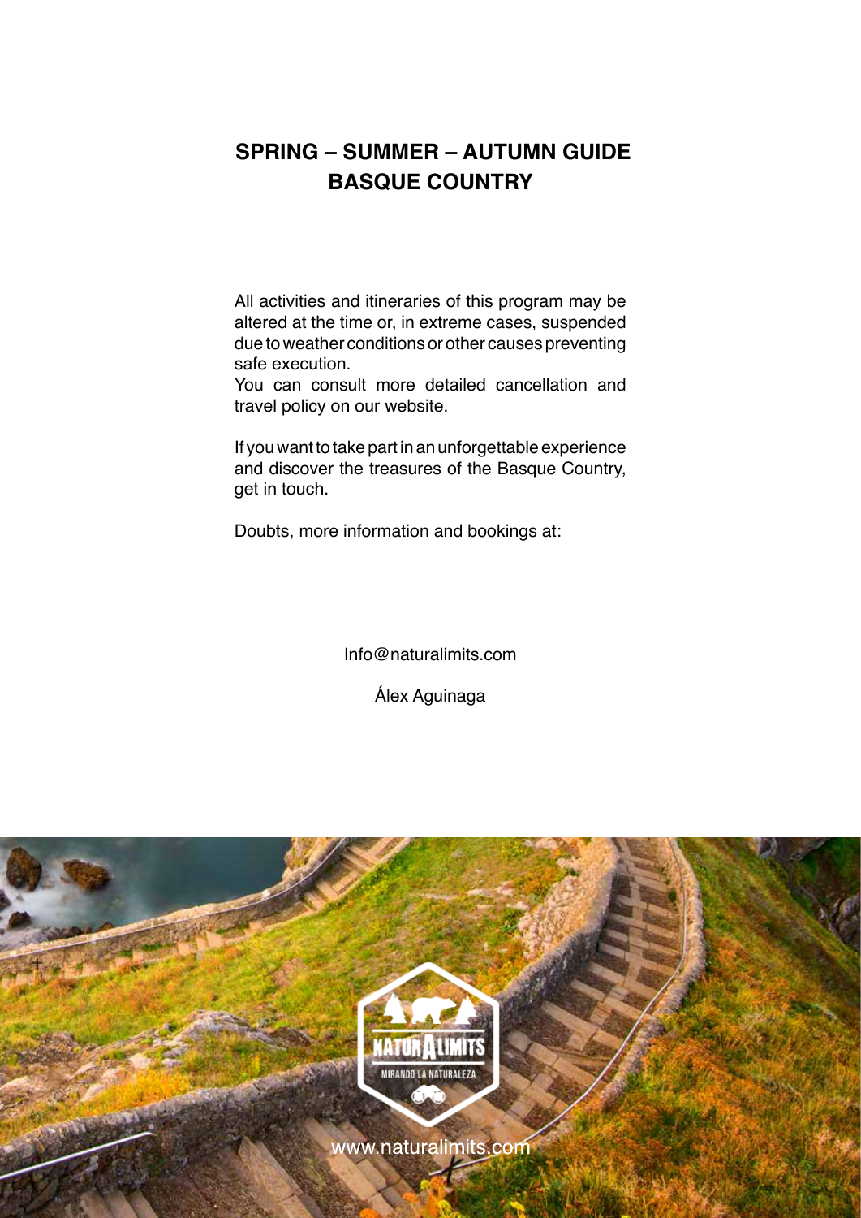# SPRING – SUMMER – AUTUMN GUIDE BASQUE COUNTRY

All activities and itineraries of this program may be altered at the time or, in extreme cases, suspended due to weather conditions or other causes preventing safe execution.
You can consult more detailed cancellation and travel policy on our website.

If you want to take part in an unforgettable experience and discover the treasures of the Basque Country, get in touch.

Doubts, more information and bookings at:

Info@naturalimits.com

Álex Aguinaga

NATURALIMITS
MIRANDO LA NATURALEZA

www.naturalimits.com